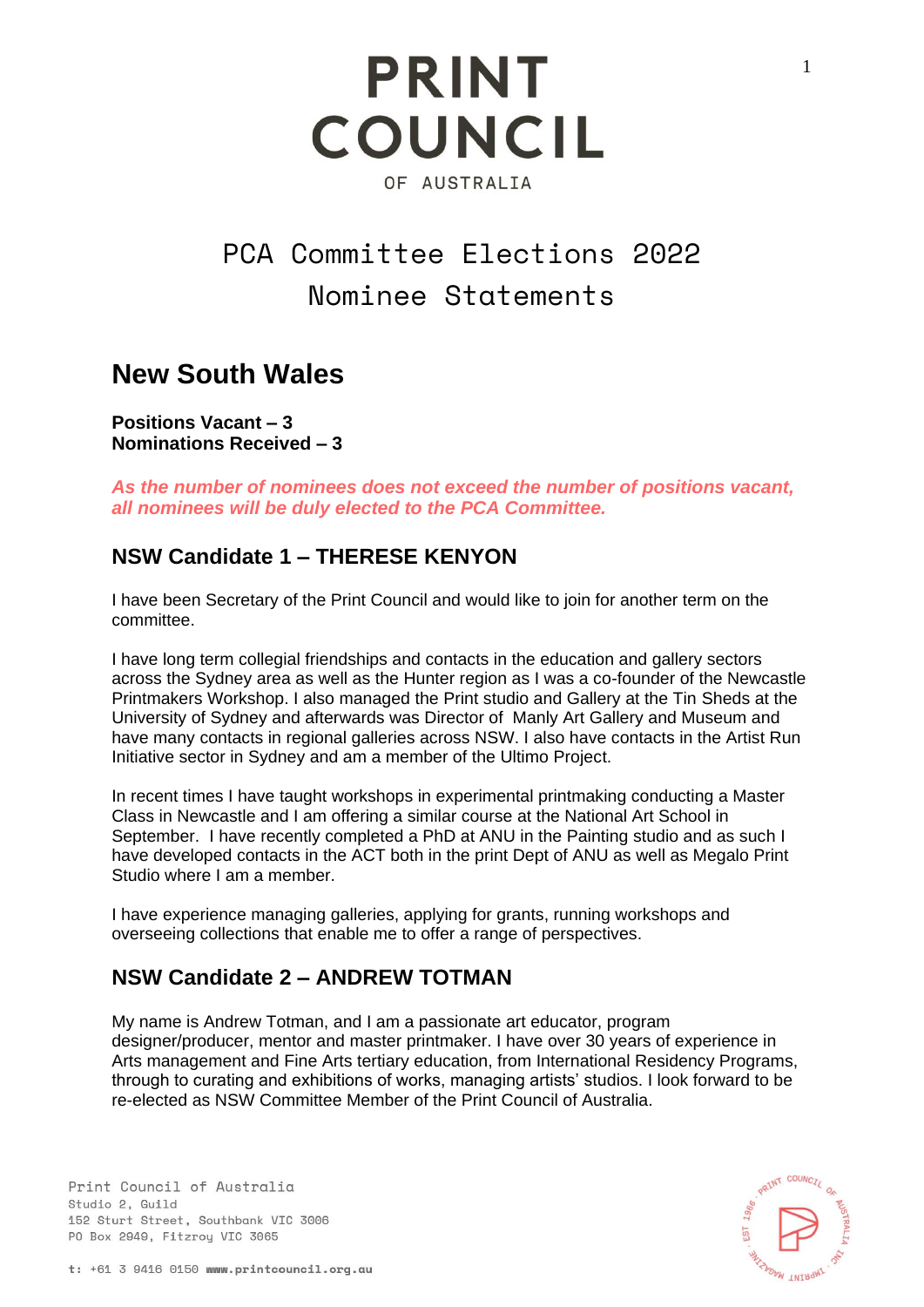# PRINT COUNCIL OF AUSTRALIA

# PCA Committee Elections 2022
# Nominee Statements

## New South Wales

**Positions Vacant – 3**
**Nominations Received – 3**

***As the number of nominees does not exceed the number of positions vacant, all nominees will be duly elected to the PCA Committee.***

### NSW Candidate 1 – THERESE KENYON

I have been Secretary of the Print Council and would like to join for another term on the committee.

I have long term collegial friendships and contacts in the education and gallery sectors across the Sydney area as well as the Hunter region as I was a co-founder of the Newcastle Printmakers Workshop. I also managed the Print studio and Gallery at the Tin Sheds at the University of Sydney and afterwards was Director of Manly Art Gallery and Museum and have many contacts in regional galleries across NSW. I also have contacts in the Artist Run Initiative sector in Sydney and am a member of the Ultimo Project.

In recent times I have taught workshops in experimental printmaking conducting a Master Class in Newcastle and I am offering a similar course at the National Art School in September. I have recently completed a PhD at ANU in the Painting studio and as such I have developed contacts in the ACT both in the print Dept of ANU as well as Megalo Print Studio where I am a member.

I have experience managing galleries, applying for grants, running workshops and overseeing collections that enable me to offer a range of perspectives.

### NSW Candidate 2 – ANDREW TOTMAN

My name is Andrew Totman, and I am a passionate art educator, program designer/producer, mentor and master printmaker. I have over 30 years of experience in Arts management and Fine Arts tertiary education, from International Residency Programs, through to curating and exhibitions of works, managing artists' studios. I look forward to be re-elected as NSW Committee Member of the Print Council of Australia.

Print Council of Australia
Studio 2, Guild
152 Sturt Street, Southbank VIC 3006
PO Box 2949, Fitzroy VIC 3065

t: +61 3 9416 0150 **www.printcouncil.org.au**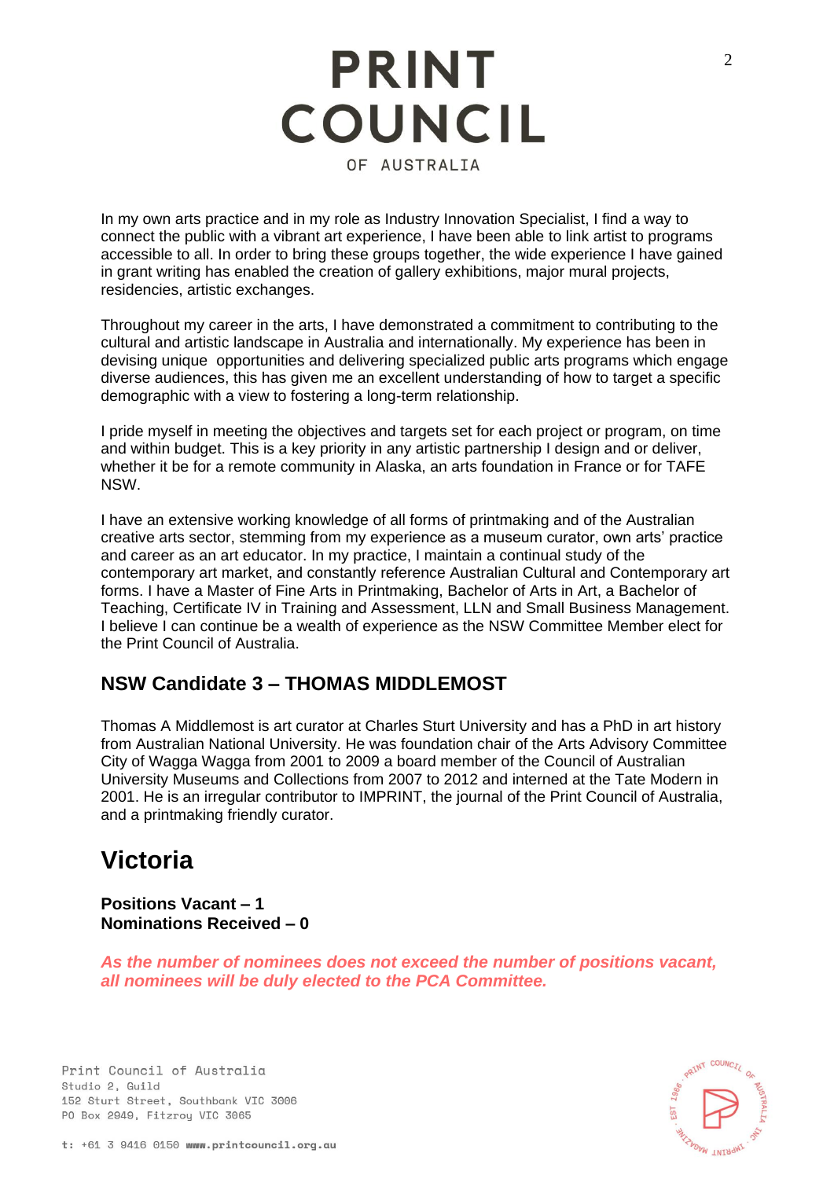In my own arts practice and in my role as Industry Innovation Specialist, I find a way to connect the public with a vibrant art experience, I have been able to link artist to programs accessible to all. In order to bring these groups together, the wide experience I have gained in grant writing has enabled the creation of gallery exhibitions, major mural projects, residencies, artistic exchanges.

Throughout my career in the arts, I have demonstrated a commitment to contributing to the cultural and artistic landscape in Australia and internationally. My experience has been in devising unique opportunities and delivering specialized public arts programs which engage diverse audiences, this has given me an excellent understanding of how to target a specific demographic with a view to fostering a long-term relationship.

I pride myself in meeting the objectives and targets set for each project or program, on time and within budget. This is a key priority in any artistic partnership I design and or deliver, whether it be for a remote community in Alaska, an arts foundation in France or for TAFE NSW.

I have an extensive working knowledge of all forms of printmaking and of the Australian creative arts sector, stemming from my experience as a museum curator, own arts' practice and career as an art educator. In my practice, I maintain a continual study of the contemporary art market, and constantly reference Australian Cultural and Contemporary art forms. I have a Master of Fine Arts in Printmaking, Bachelor of Arts in Art, a Bachelor of Teaching, Certificate IV in Training and Assessment, LLN and Small Business Management. I believe I can continue be a wealth of experience as the NSW Committee Member elect for the Print Council of Australia.

### NSW Candidate 3 – THOMAS MIDDLEMOST

Thomas A Middlemost is art curator at Charles Sturt University and has a PhD in art history from Australian National University. He was foundation chair of the Arts Advisory Committee City of Wagga Wagga from 2001 to 2009 a board member of the Council of Australian University Museums and Collections from 2007 to 2012 and interned at the Tate Modern in 2001. He is an irregular contributor to IMPRINT, the journal of the Print Council of Australia, and a printmaking friendly curator.

## Victoria

**Positions Vacant – 1**
**Nominations Received – 0**

***As the number of nominees does not exceed the number of positions vacant, all nominees will be duly elected to the PCA Committee.***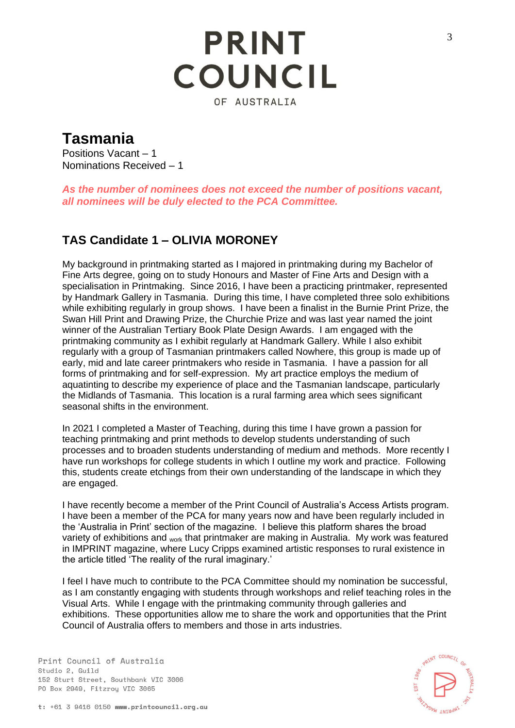# Tasmania

Positions Vacant – 1
Nominations Received – 1

***As the number of nominees does not exceed the number of positions vacant, all nominees will be duly elected to the PCA Committee.***

## TAS Candidate 1 – OLIVIA MORONEY

My background in printmaking started as I majored in printmaking during my Bachelor of Fine Arts degree, going on to study Honours and Master of Fine Arts and Design with a specialisation in Printmaking. Since 2016, I have been a practicing printmaker, represented by Handmark Gallery in Tasmania. During this time, I have completed three solo exhibitions while exhibiting regularly in group shows. I have been a finalist in the Burnie Print Prize, the Swan Hill Print and Drawing Prize, the Churchie Prize and was last year named the joint winner of the Australian Tertiary Book Plate Design Awards. I am engaged with the printmaking community as I exhibit regularly at Handmark Gallery. While I also exhibit regularly with a group of Tasmanian printmakers called Nowhere, this group is made up of early, mid and late career printmakers who reside in Tasmania. I have a passion for all forms of printmaking and for self-expression. My art practice employs the medium of aquatinting to describe my experience of place and the Tasmanian landscape, particularly the Midlands of Tasmania. This location is a rural farming area which sees significant seasonal shifts in the environment.

In 2021 I completed a Master of Teaching, during this time I have grown a passion for teaching printmaking and print methods to develop students understanding of such processes and to broaden students understanding of medium and methods. More recently I have run workshops for college students in which I outline my work and practice. Following this, students create etchings from their own understanding of the landscape in which they are engaged.

I have recently become a member of the Print Council of Australia's Access Artists program. I have been a member of the PCA for many years now and have been regularly included in the 'Australia in Print' section of the magazine. I believe this platform shares the broad variety of exhibitions and work that printmaker are making in Australia. My work was featured in IMPRINT magazine, where Lucy Cripps examined artistic responses to rural existence in the article titled 'The reality of the rural imaginary.'

I feel I have much to contribute to the PCA Committee should my nomination be successful, as I am constantly engaging with students through workshops and relief teaching roles in the Visual Arts. While I engage with the printmaking community through galleries and exhibitions. These opportunities allow me to share the work and opportunities that the Print Council of Australia offers to members and those in arts industries.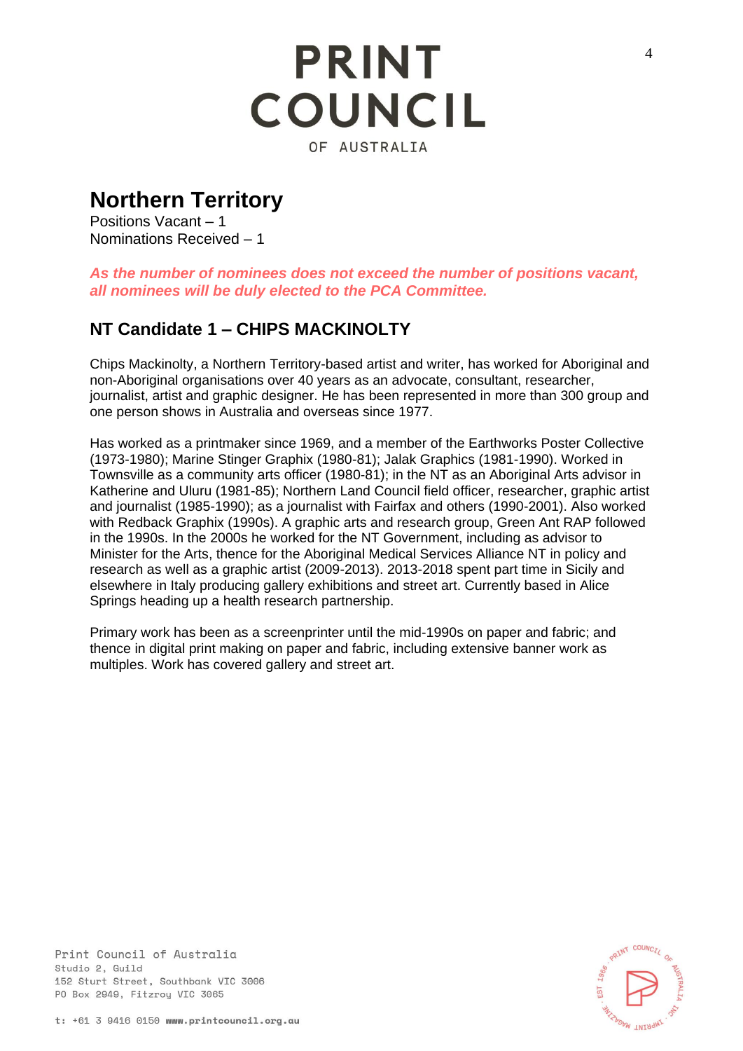# Northern Territory

Positions Vacant – 1
Nominations Received – 1

***As the number of nominees does not exceed the number of positions vacant, all nominees will be duly elected to the PCA Committee.***

## NT Candidate 1 – CHIPS MACKINOLTY

Chips Mackinolty, a Northern Territory-based artist and writer, has worked for Aboriginal and non-Aboriginal organisations over 40 years as an advocate, consultant, researcher, journalist, artist and graphic designer. He has been represented in more than 300 group and one person shows in Australia and overseas since 1977.

Has worked as a printmaker since 1969, and a member of the Earthworks Poster Collective (1973-1980); Marine Stinger Graphix (1980-81); Jalak Graphics (1981-1990). Worked in Townsville as a community arts officer (1980-81); in the NT as an Aboriginal Arts advisor in Katherine and Uluru (1981-85); Northern Land Council field officer, researcher, graphic artist and journalist (1985-1990); as a journalist with Fairfax and others (1990-2001). Also worked with Redback Graphix (1990s). A graphic arts and research group, Green Ant RAP followed in the 1990s. In the 2000s he worked for the NT Government, including as advisor to Minister for the Arts, thence for the Aboriginal Medical Services Alliance NT in policy and research as well as a graphic artist (2009-2013). 2013-2018 spent part time in Sicily and elsewhere in Italy producing gallery exhibitions and street art. Currently based in Alice Springs heading up a health research partnership.

Primary work has been as a screenprinter until the mid-1990s on paper and fabric; and thence in digital print making on paper and fabric, including extensive banner work as multiples. Work has covered gallery and street art.